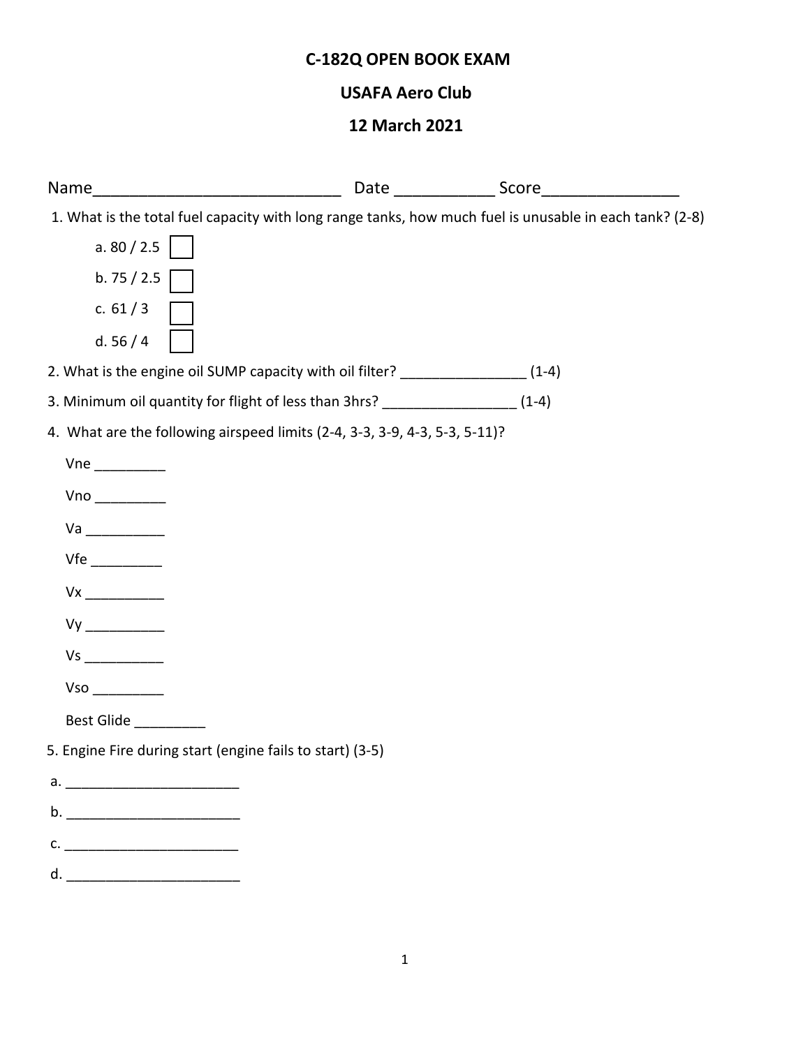# C-182Q OPEN BOOK EXAM

## USAFA Aero Club

## 12 March 2021

Name____________________________ Date ___________ Score_______________

1. What is the total fuel capacity with long range tanks, how much fuel is unusable in each tank? (2-8)

   a. 80 / 2.5 ☐

   b. 75 / 2.5 ☐

   c. 61 / 3 ☐

   d. 56 / 4 ☐

2. What is the engine oil SUMP capacity with oil filter? ________________ (1-4)

3. Minimum oil quantity for flight of less than 3hrs? _________________ (1-4)

4. What are the following airspeed limits (2-4, 3-3, 3-9, 4-3, 5-3, 5-11)?

   Vne _________

   Vno _________

   Va __________

   Vfe _________

   Vx __________

   Vy __________

   Vs __________

   Vso _________

   Best Glide _________

5. Engine Fire during start (engine fails to start) (3-5)

   a. ______________________

   b. ______________________

   c. ______________________

   d. ______________________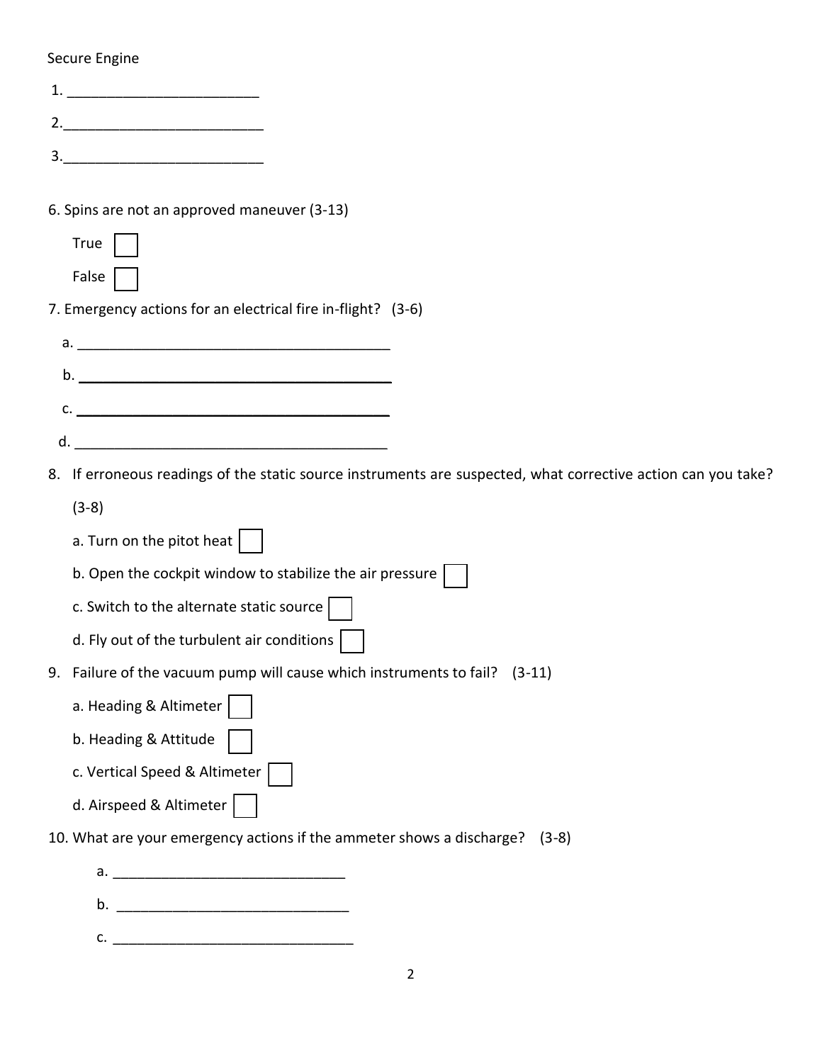Secure Engine

1. ________________________

2. ________________________

3. ________________________

6. Spins are not an approved maneuver (3-13)

   True ☐

   False ☐

7. Emergency actions for an electrical fire in-flight? (3-6)

   a. ________________________________________

   b. ________________________________________

   c. ________________________________________

   d. ________________________________________

8. If erroneous readings of the static source instruments are suspected, what corrective action can you take? (3-8)

   a. Turn on the pitot heat ☐

   b. Open the cockpit window to stabilize the air pressure ☐

   c. Switch to the alternate static source ☐

   d. Fly out of the turbulent air conditions ☐

9. Failure of the vacuum pump will cause which instruments to fail? (3-11)

   a. Heading & Altimeter ☐

   b. Heading & Attitude ☐

   c. Vertical Speed & Altimeter ☐

   d. Airspeed & Altimeter ☐

10. What are your emergency actions if the ammeter shows a discharge? (3-8)

    a. ____________________________

    b. ____________________________

    c. ____________________________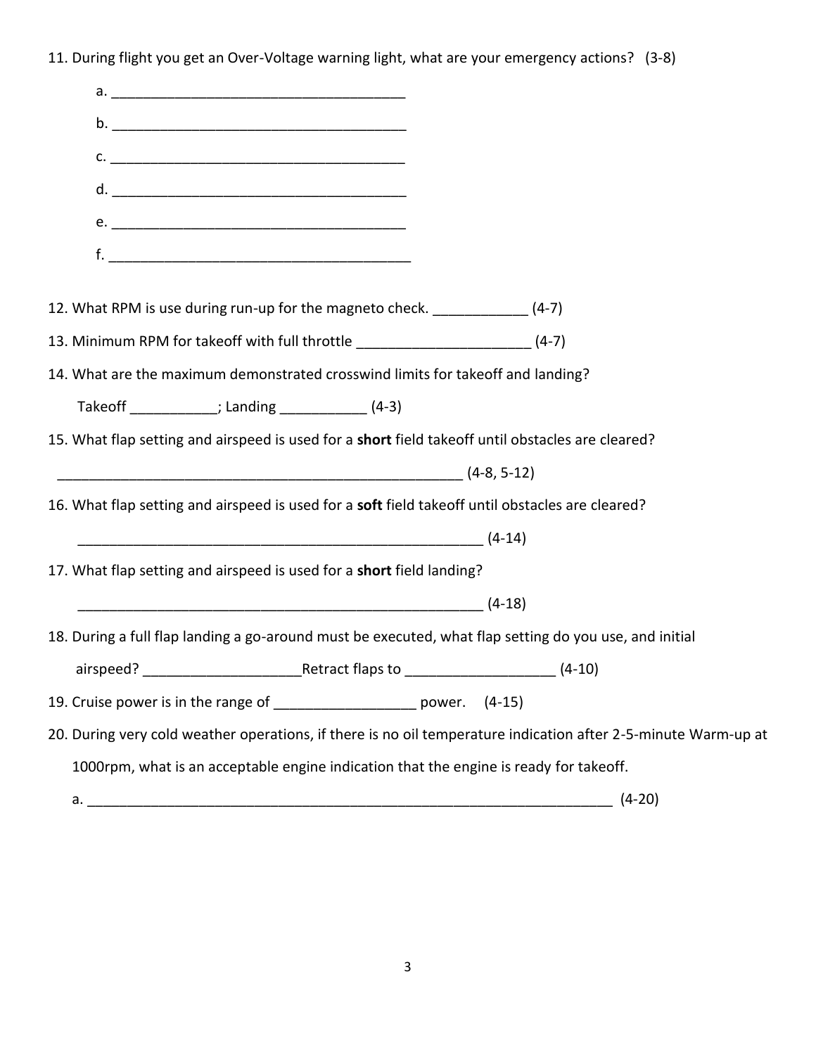11. During flight you get an Over-Voltage warning light, what are your emergency actions? (3-8)

    a. ______________________________________

    b. ______________________________________

    c. ______________________________________

    d. ______________________________________

    e. ______________________________________

    f. ______________________________________

12. What RPM is use during run-up for the magneto check. ____________ (4-7)

13. Minimum RPM for takeoff with full throttle ______________________ (4-7)

14. What are the maximum demonstrated crosswind limits for takeoff and landing?

    Takeoff ___________; Landing ___________ (4-3)

15. What flap setting and airspeed is used for a **short** field takeoff until obstacles are cleared?

    _____________________________________________________ (4-8, 5-12)

16. What flap setting and airspeed is used for a **soft** field takeoff until obstacles are cleared?

    _____________________________________________________ (4-14)

17. What flap setting and airspeed is used for a **short** field landing?

    _____________________________________________________ (4-18)

18. During a full flap landing a go-around must be executed, what flap setting do you use, and initial

    airspeed? ____________________Retract flaps to ___________________ (4-10)

19. Cruise power is in the range of __________________ power. (4-15)

20. During very cold weather operations, if there is no oil temperature indication after 2-5-minute Warm-up at 1000rpm, what is an acceptable engine indication that the engine is ready for takeoff.

    a. ____________________________________________________________________ (4-20)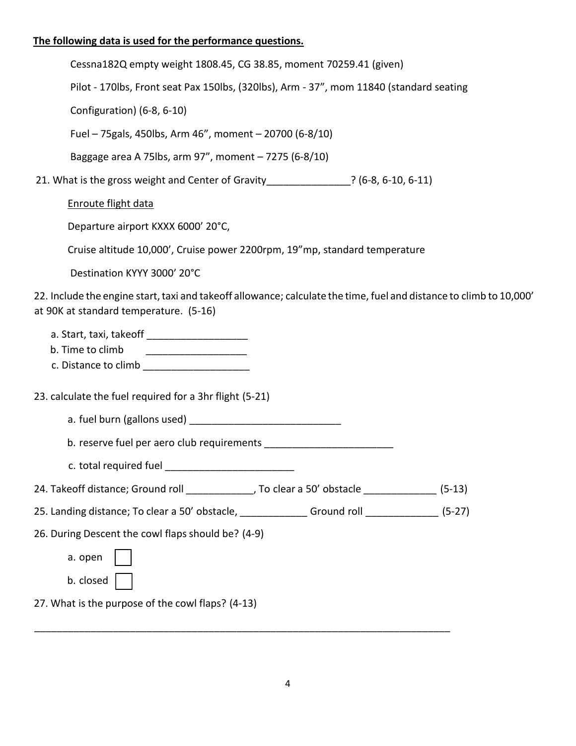**The following data is used for the performance questions.**

Cessna182Q empty weight 1808.45, CG 38.85, moment 70259.41 (given)

Pilot - 170lbs, Front seat Pax 150lbs, (320lbs), Arm - 37", mom 11840 (standard seating Configuration) (6-8, 6-10)

Fuel – 75gals, 450lbs, Arm 46", moment – 20700 (6-8/10)

Baggage area A 75lbs, arm 97", moment – 7275 (6-8/10)

21. What is the gross weight and Center of Gravity_______________? (6-8, 6-10, 6-11)

Enroute flight data

Departure airport KXXX 6000' 20°C,

Cruise altitude 10,000', Cruise power 2200rpm, 19"mp, standard temperature

Destination KYYY 3000' 20°C

22. Include the engine start, taxi and takeoff allowance; calculate the time, fuel and distance to climb to 10,000' at 90K at standard temperature. (5-16)

a. Start, taxi, takeoff __________________

b. Time to climb __________________

c. Distance to climb ___________________

23. calculate the fuel required for a 3hr flight (5-21)

a. fuel burn (gallons used) ___________________________

b. reserve fuel per aero club requirements _______________________

c. total required fuel _______________________

24. Takeoff distance; Ground roll ____________, To clear a 50' obstacle _____________ (5-13)

25. Landing distance; To clear a 50' obstacle, ____________ Ground roll _____________ (5-27)

26. During Descent the cowl flaps should be? (4-9)

a. open ☐

b. closed ☐

27. What is the purpose of the cowl flaps? (4-13)

___________________________________________________________________________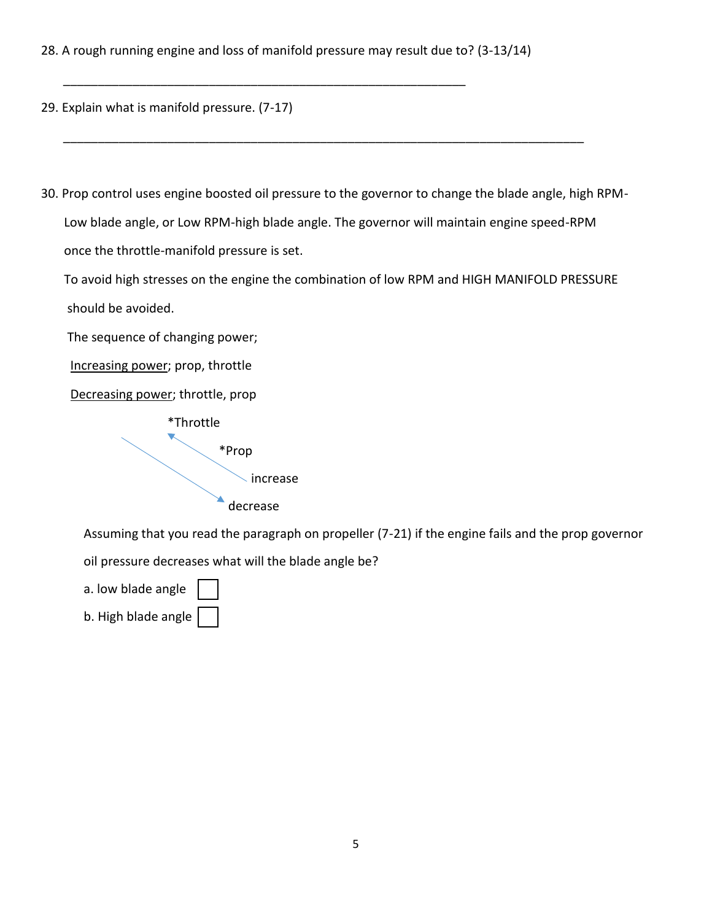28. A rough running engine and loss of manifold pressure may result due to? (3-13/14)

_______________________________________________________________

29. Explain what is manifold pressure. (7-17)

_______________________________________________________________________________

30. Prop control uses engine boosted oil pressure to the governor to change the blade angle, high RPM-Low blade angle, or Low RPM-high blade angle. The governor will maintain engine speed-RPM once the throttle-manifold pressure is set.

To avoid high stresses on the engine the combination of low RPM and HIGH MANIFOLD PRESSURE should be avoided.

The sequence of changing power;

<u>Increasing power</u>; prop, throttle

<u>Decreasing power</u>; throttle, prop

*Throttle

*Prop

increase

decrease

Assuming that you read the paragraph on propeller (7-21) if the engine fails and the prop governor oil pressure decreases what will the blade angle be?

a. low blade angle ☐

b. High blade angle ☐